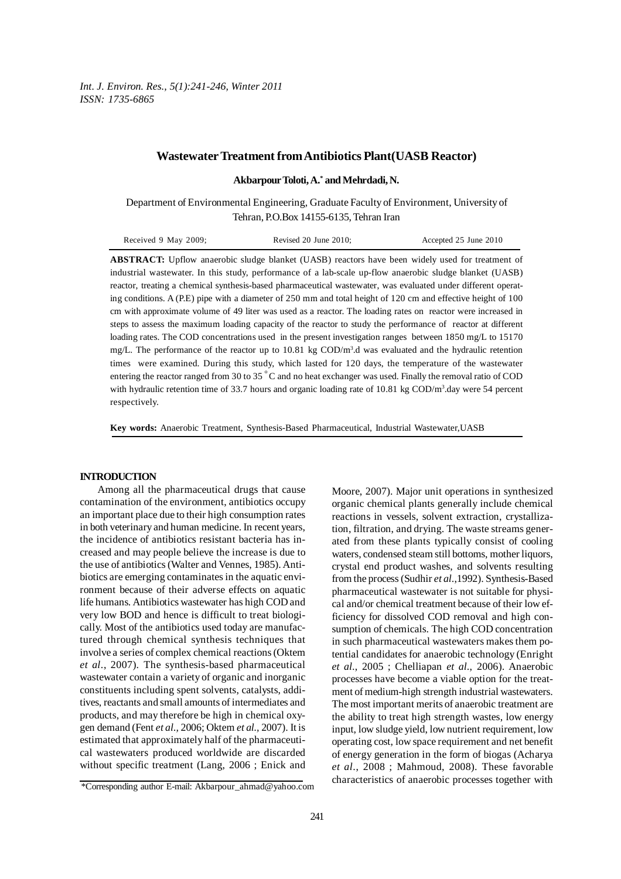# Wastewater Treatment from Antibiotics Plant(UASB Reactor)

**Akbarpour Toloti, A.[*] and Mehrdadi, N.**

Department of Environmental Engineering, Graduate Faculty of Environment, University of Tehran, P.O.Box 14155-6135, Tehran Iran

Received 9 May 2009; Revised 20 June 2010; Accepted 25 June 2010

**ABSTRACT:** Upflow anaerobic sludge blanket (UASB) reactors have been widely used for treatment of industrial wastewater. In this study, performance of a lab-scale up-flow anaerobic sludge blanket (UASB) reactor, treating a chemical synthesis-based pharmaceutical wastewater, was evaluated under different operating conditions. A (P.E) pipe with a diameter of 250 mm and total height of 120 cm and effective height of 100 cm with approximate volume of 49 liter was used as a reactor. The loading rates on reactor were increased in steps to assess the maximum loading capacity of the reactor to study the performance of reactor at different loading rates. The COD concentrations used in the present investigation ranges between 1850 mg/L to 15170 mg/L. The performance of the reactor up to 10.81 kg COD/$m^3$.d was evaluated and the hydraulic retention times were examined. During this study, which lasted for 120 days, the temperature of the wastewater entering the reactor ranged from 30 to 35 $^{o}$C and no heat exchanger was used. Finally the removal ratio of COD with hydraulic retention time of 33.7 hours and organic loading rate of 10.81 kg COD/$m^3$.day were 54 percent respectively.

**Key words:** Anaerobic Treatment, Synthesis-Based Pharmaceutical, Industrial Wastewater,UASB

## INTRODUCTION

Among all the pharmaceutical drugs that cause contamination of the environment, antibiotics occupy an important place due to their high consumption rates in both veterinary and human medicine. In recent years, the incidence of antibiotics resistant bacteria has increased and may people believe the increase is due to the use of antibiotics (Walter and Vennes, 1985). Antibiotics are emerging contaminates in the aquatic environment because of their adverse effects on aquatic life humans. Antibiotics wastewater has high COD and very low BOD and hence is difficult to treat biologically. Most of the antibiotics used today are manufactured through chemical synthesis techniques that involve a series of complex chemical reactions (Oktem *et al.*, 2007). The synthesis-based pharmaceutical wastewater contain a variety of organic and inorganic constituents including spent solvents, catalysts, additives, reactants and small amounts of intermediates and products, and may therefore be high in chemical oxygen demand (Fent *et al.*, 2006; Oktem *et al.*, 2007). It is estimated that approximately half of the pharmaceutical wastewaters produced worldwide are discarded without specific treatment (Lang, 2006 ; Enick and Moore, 2007). Major unit operations in synthesized organic chemical plants generally include chemical reactions in vessels, solvent extraction, crystallization, filtration, and drying. The waste streams generated from these plants typically consist of cooling waters, condensed steam still bottoms, mother liquors, crystal end product washes, and solvents resulting from the process (Sudhir *et al.*,1992). Synthesis-Based pharmaceutical wastewater is not suitable for physical and/or chemical treatment because of their low efficiency for dissolved COD removal and high consumption of chemicals. The high COD concentration in such pharmaceutical wastewaters makes them potential candidates for anaerobic technology (Enright *et al.*, 2005 ; Chelliapan *et al.*, 2006). Anaerobic processes have become a viable option for the treatment of medium-high strength industrial wastewaters. The most important merits of anaerobic treatment are the ability to treat high strength wastes, low energy input, low sludge yield, low nutrient requirement, low operating cost, low space requirement and net benefit of energy generation in the form of biogas (Acharya *et al.*, 2008 ; Mahmoud, 2008). These favorable characteristics of anaerobic processes together with

*Corresponding author E-mail: Akbarpour_ahmad@yahoo.com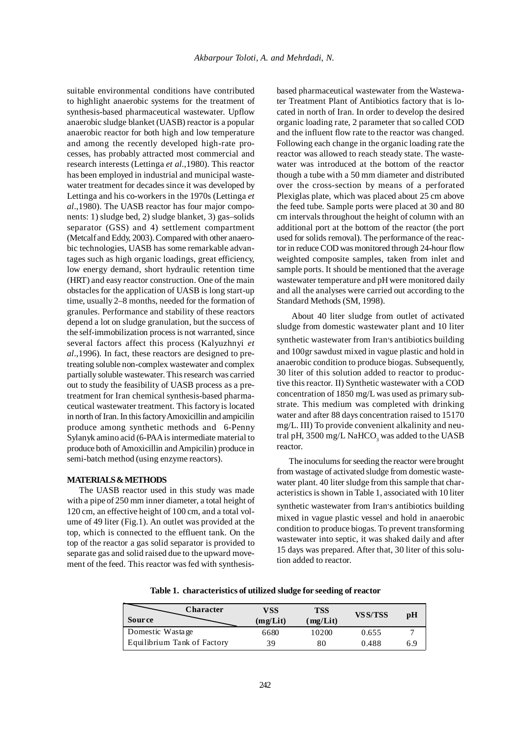suitable environmental conditions have contributed to highlight anaerobic systems for the treatment of synthesis-based pharmaceutical wastewater. Upflow anaerobic sludge blanket (UASB) reactor is a popular anaerobic reactor for both high and low temperature and among the recently developed high-rate processes, has probably attracted most commercial and research interests (Lettinga *et al*.,1980). This reactor has been employed in industrial and municipal wastewater treatment for decades since it was developed by Lettinga and his co-workers in the 1970s (Lettinga *et al*.,1980). The UASB reactor has four major components: 1) sludge bed, 2) sludge blanket, 3) gas–solids separator (GSS) and 4) settlement compartment (Metcalf and Eddy, 2003). Compared with other anaerobic technologies, UASB has some remarkable advantages such as high organic loadings, great efficiency, low energy demand, short hydraulic retention time (HRT) and easy reactor construction. One of the main obstacles for the application of UASB is long start-up time, usually 2–8 months, needed for the formation of granules. Performance and stability of these reactors depend a lot on sludge granulation, but the success of the self-immobilization process is not warranted, since several factors affect this process (Kalyuzhnyi *et al*.,1996). In fact, these reactors are designed to pretreating soluble non-complex wastewater and complex partially soluble wastewater. This research was carried out to study the feasibility of UASB process as a pretreatment for Iran chemical synthesis-based pharmaceutical wastewater treatment. This factory is located in north of Iran. In this factory Amoxicillin and ampicilin produce among synthetic methods and 6-Penny Sylanyk amino acid (6-PAA is intermediate material to produce both of Amoxicillin and Ampicilin) produce in semi-batch method (using enzyme reactors).

## MATERIALS & METHODS

The UASB reactor used in this study was made with a pipe of 250 mm inner diameter, a total height of 120 cm, an effective height of 100 cm, and a total volume of 49 liter (Fig.1). An outlet was provided at the top, which is connected to the effluent tank. On the top of the reactor a gas solid separator is provided to separate gas and solid raised due to the upward movement of the feed. This reactor was fed with synthesis-based pharmaceutical wastewater from the Wastewater Treatment Plant of Antibiotics factory that is located in north of Iran. In order to develop the desired organic loading rate, 2 parameter that so called COD and the influent flow rate to the reactor was changed. Following each change in the organic loading rate the reactor was allowed to reach steady state. The wastewater was introduced at the bottom of the reactor though a tube with a 50 mm diameter and distributed over the cross-section by means of a perforated Plexiglas plate, which was placed about 25 cm above the feed tube. Sample ports were placed at 30 and 80 cm intervals throughout the height of column with an additional port at the bottom of the reactor (the port used for solids removal). The performance of the reactor in reduce COD was monitored through 24-hour flow weighted composite samples, taken from inlet and sample ports. It should be mentioned that the average wastewater temperature and pH were monitored daily and all the analyses were carried out according to the Standard Methods (SM, 1998).

About 40 liter sludge from outlet of activated sludge from domestic wastewater plant and 10 liter synthetic wastewater from Iran's antibiotics building and 100gr sawdust mixed in vague plastic and hold in anaerobic condition to produce biogas. Subsequently, 30 liter of this solution added to reactor to productive this reactor. II) Synthetic wastewater with a COD concentration of 1850 mg/L was used as primary substrate. This medium was completed with drinking water and after 88 days concentration raised to 15170 mg/L. III) To provide convenient alkalinity and neutral pH, 3500 mg/L $NaHCO_3$ was added to the UASB reactor.

The inoculums for seeding the reactor were brought from wastage of activated sludge from domestic wastewater plant. 40 liter sludge from this sample that characteristics is shown in Table 1, associated with 10 liter synthetic wastewater from Iran's antibiotics building mixed in vague plastic vessel and hold in anaerobic condition to produce biogas. To prevent transforming wastewater into septic, it was shaked daily and after 15 days was prepared. After that, 30 liter of this solution added to reactor.

**Table 1. characteristics of utilized sludge for seeding of reactor**

| Character / Source | VSS (mg/Lit) | TSS (mg/Lit) | VSS/TSS | pH |
|---|---|---|---|---|
| Domestic Wastage | 6680 | 10200 | 0.655 | 7 |
| Equilibrium Tank of Factory | 39 | 80 | 0.488 | 6.9 |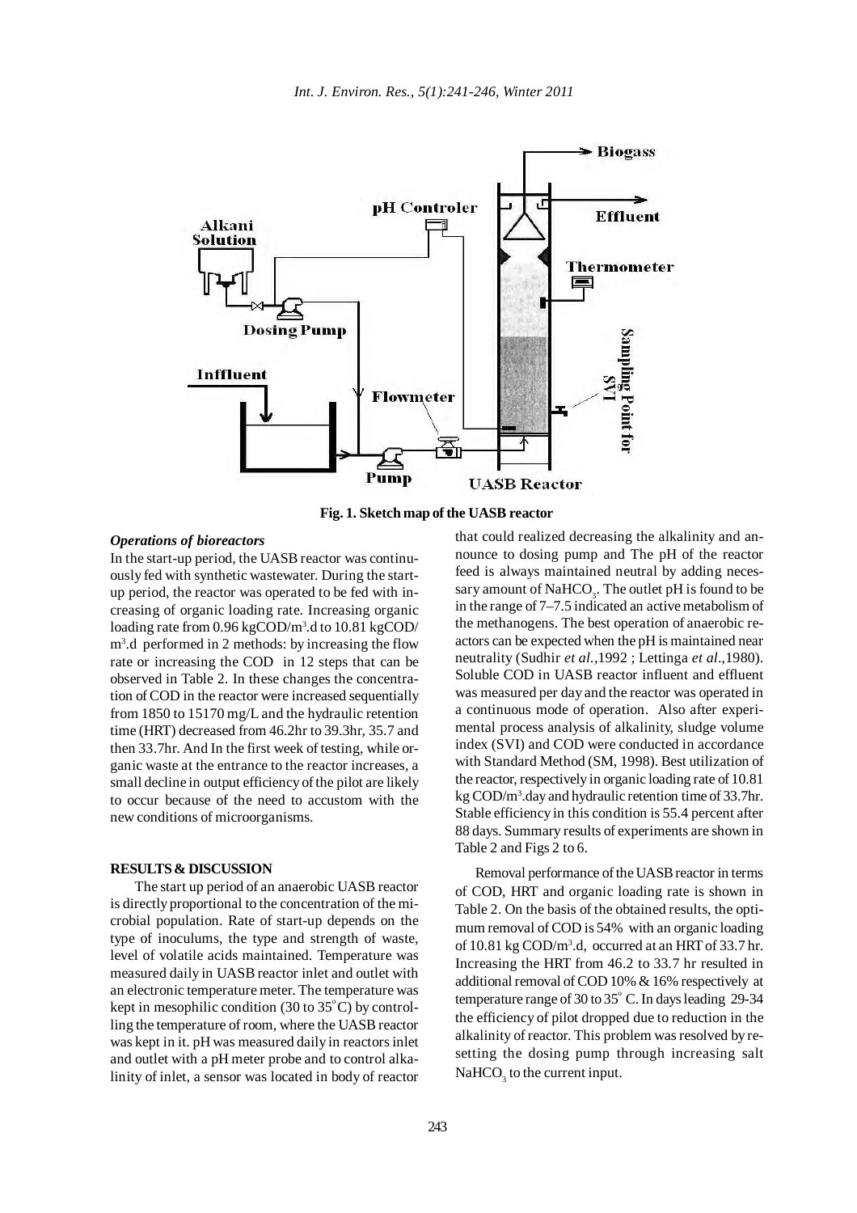Fig. 1. Sketch map of the UASB reactor

### *Operations of bioreactors*

In the start-up period, the UASB reactor was continuously fed with synthetic wastewater. During the start-up period, the reactor was operated to be fed with increasing of organic loading rate. Increasing organic loading rate from 0.96 kgCOD/$m^3$.d to 10.81 kgCOD/$m^3$.d performed in 2 methods: by increasing the flow rate or increasing the COD in 12 steps that can be observed in Table 2. In these changes the concentration of COD in the reactor were increased sequentially from 1850 to 15170 mg/L and the hydraulic retention time (HRT) decreased from 46.2hr to 39.3hr, 35.7 and then 33.7hr. And In the first week of testing, while organic waste at the entrance to the reactor increases, a small decline in output efficiency of the pilot are likely to occur because of the need to accustom with the new conditions of microorganisms.

## RESULTS & DISCUSSION

The start up period of an anaerobic UASB reactor is directly proportional to the concentration of the microbial population. Rate of start-up depends on the type of inoculums, the type and strength of waste, level of volatile acids maintained. Temperature was measured daily in UASB reactor inlet and outlet with an electronic temperature meter. The temperature was kept in mesophilic condition (30 to 35°C) by controlling the temperature of room, where the UASB reactor was kept in it. pH was measured daily in reactors inlet and outlet with a pH meter probe and to control alkalinity of inlet, a sensor was located in body of reactor that could realized decreasing the alkalinity and announce to dosing pump and The pH of the reactor feed is always maintained neutral by adding necessary amount of $NaHCO_3$. The outlet pH is found to be in the range of 7–7.5 indicated an active metabolism of the methanogens. The best operation of anaerobic reactors can be expected when the pH is maintained near neutrality (Sudhir *et al.*,1992 ; Lettinga *et al*.,1980). Soluble COD in UASB reactor influent and effluent was measured per day and the reactor was operated in a continuous mode of operation. Also after experimental process analysis of alkalinity, sludge volume index (SVI) and COD were conducted in accordance with Standard Method (SM, 1998). Best utilization of the reactor, respectively in organic loading rate of 10.81 kg COD/$m^3$.day and hydraulic retention time of 33.7hr. Stable efficiency in this condition is 55.4 percent after 88 days. Summary results of experiments are shown in Table 2 and Figs 2 to 6.

Removal performance of the UASB reactor in terms of COD, HRT and organic loading rate is shown in Table 2. On the basis of the obtained results, the optimum removal of COD is 54% with an organic loading of 10.81 kg COD/$m^3$.d, occurred at an HRT of 33.7 hr. Increasing the HRT from 46.2 to 33.7 hr resulted in additional removal of COD 10% & 16% respectively at temperature range of 30 to 35° C. In days leading 29-34 the efficiency of pilot dropped due to reduction in the alkalinity of reactor. This problem was resolved by resetting the dosing pump through increasing salt $NaHCO_3$ to the current input.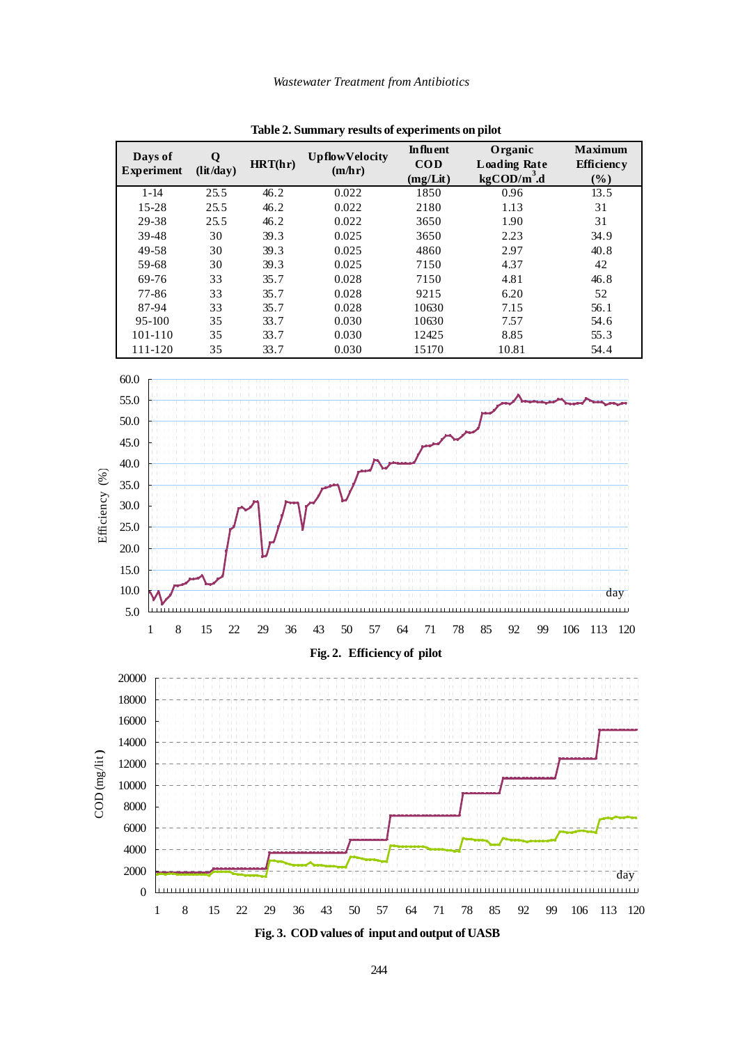**Table 2. Summary results of experiments on pilot**

| Days of Experiment | Q (lit/day) | HRT(hr) | Upflow Velocity (m/hr) | Influent COD (mg/Lit) | Organic Loading Rate $kgCOD/m^3.d$ | Maximum Efficiency (%) |
|---|---|---|---|---|---|---|
| 1-14 | 25.5 | 46.2 | 0.022 | 1850 | 0.96 | 13.5 |
| 15-28 | 25.5 | 46.2 | 0.022 | 2180 | 1.13 | 31 |
| 29-38 | 25.5 | 46.2 | 0.022 | 3650 | 1.90 | 31 |
| 39-48 | 30 | 39.3 | 0.025 | 3650 | 2.23 | 34.9 |
| 49-58 | 30 | 39.3 | 0.025 | 4860 | 2.97 | 40.8 |
| 59-68 | 30 | 39.3 | 0.025 | 7150 | 4.37 | 42 |
| 69-76 | 33 | 35.7 | 0.028 | 7150 | 4.81 | 46.8 |
| 77-86 | 33 | 35.7 | 0.028 | 9215 | 6.20 | 52 |
| 87-94 | 33 | 35.7 | 0.028 | 10630 | 7.15 | 56.1 |
| 95-100 | 35 | 33.7 | 0.030 | 10630 | 7.57 | 54.6 |
| 101-110 | 35 | 33.7 | 0.030 | 12425 | 8.85 | 55.3 |
| 111-120 | 35 | 33.7 | 0.030 | 15170 | 10.81 | 54.4 |

**Fig. 2. Efficiency of pilot**

**Fig. 3. COD values of input and output of UASB**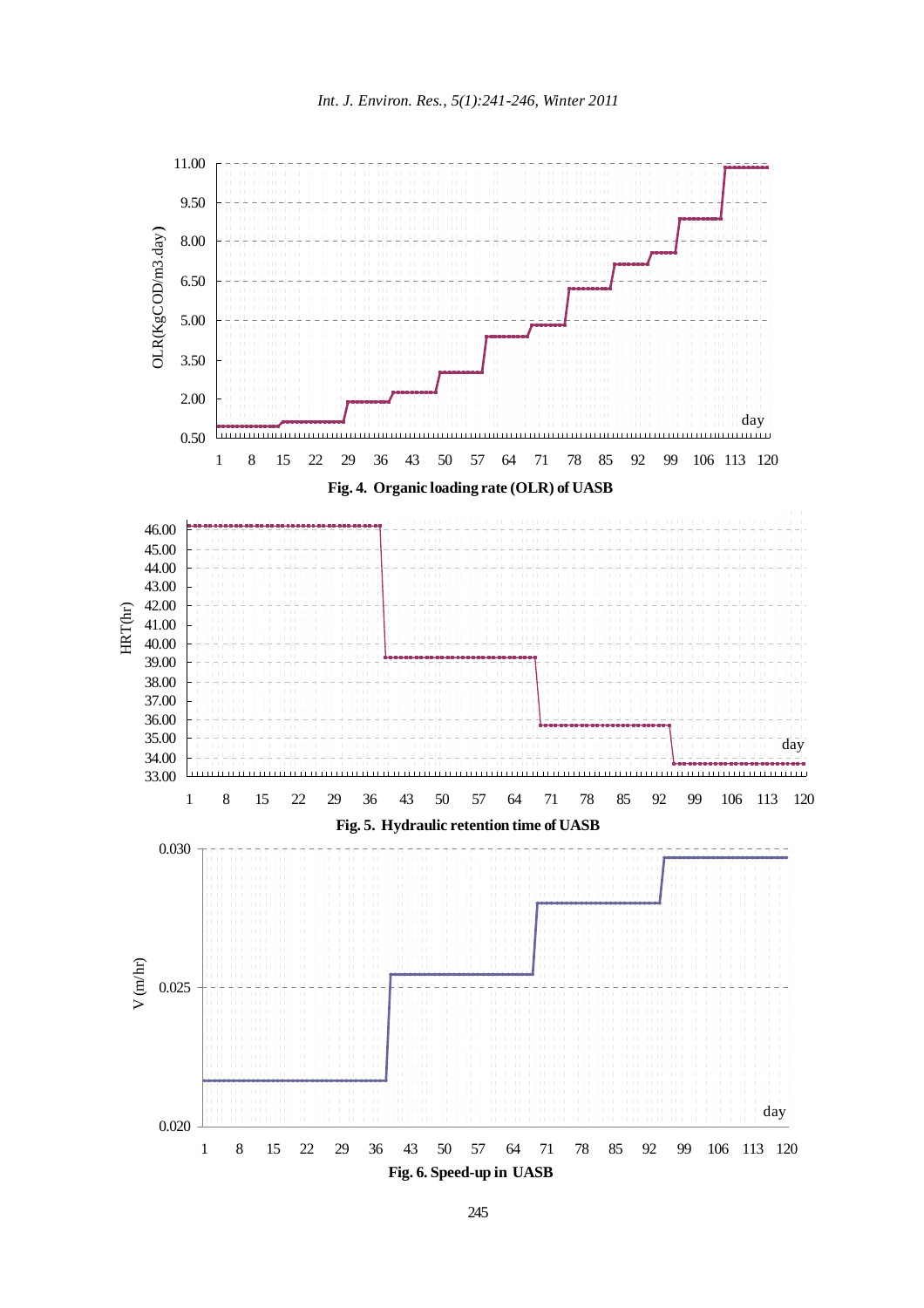**Fig. 4. Organic loading rate (OLR) of UASB**

**Fig. 5. Hydraulic retention time of UASB**

**Fig. 6. Speed-up in UASB**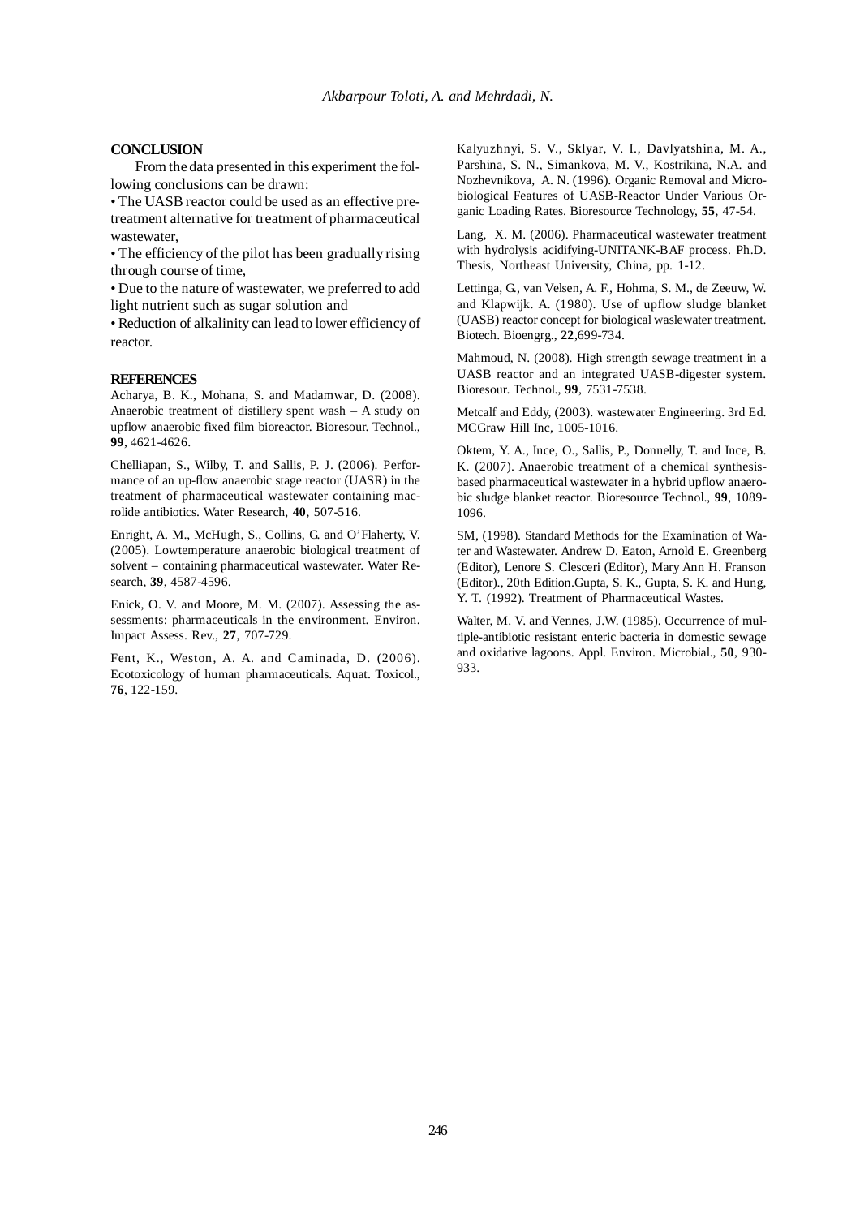## CONCLUSION

From the data presented in this experiment the following conclusions can be drawn:

- The UASB reactor could be used as an effective pretreatment alternative for treatment of pharmaceutical wastewater,
- The efficiency of the pilot has been gradually rising through course of time,
- Due to the nature of wastewater, we preferred to add light nutrient such as sugar solution and
- Reduction of alkalinity can lead to lower efficiency of reactor.

## REFERENCES

Acharya, B. K., Mohana, S. and Madamwar, D. (2008). Anaerobic treatment of distillery spent wash – A study on upflow anaerobic fixed film bioreactor. Bioresour. Technol., **99**, 4621-4626.

Chelliapan, S., Wilby, T. and Sallis, P. J. (2006). Performance of an up-flow anaerobic stage reactor (UASR) in the treatment of pharmaceutical wastewater containing macrolide antibiotics. Water Research, **40**, 507-516.

Enright, A. M., McHugh, S., Collins, G. and O'Flaherty, V. (2005). Lowtemperature anaerobic biological treatment of solvent – containing pharmaceutical wastewater. Water Research, **39**, 4587-4596.

Enick, O. V. and Moore, M. M. (2007). Assessing the assessments: pharmaceuticals in the environment. Environ. Impact Assess. Rev., **27**, 707-729.

Fent, K., Weston, A. A. and Caminada, D. (2006). Ecotoxicology of human pharmaceuticals. Aquat. Toxicol., **76**, 122-159.

Kalyuzhnyi, S. V., Sklyar, V. I., Davlyatshina, M. A., Parshina, S. N., Simankova, M. V., Kostrikina, N.A. and Nozhevnikova, A. N. (1996). Organic Removal and Microbiological Features of UASB-Reactor Under Various Organic Loading Rates. Bioresource Technology, **55**, 47-54.

Lang, X. M. (2006). Pharmaceutical wastewater treatment with hydrolysis acidifying-UNITANK-BAF process. Ph.D. Thesis, Northeast University, China, pp. 1-12.

Lettinga, G., van Velsen, A. F., Hohma, S. M., de Zeeuw, W. and Klapwijk. A. (1980). Use of upflow sludge blanket (UASB) reactor concept for biological waslewater treatment. Biotech. Bioengrg., **22**,699-734.

Mahmoud, N. (2008). High strength sewage treatment in a UASB reactor and an integrated UASB-digester system. Bioresour. Technol., **99**, 7531-7538.

Metcalf and Eddy, (2003). wastewater Engineering. 3rd Ed. MCGraw Hill Inc, 1005-1016.

Oktem, Y. A., Ince, O., Sallis, P., Donnelly, T. and Ince, B. K. (2007). Anaerobic treatment of a chemical synthesis-based pharmaceutical wastewater in a hybrid upflow anaerobic sludge blanket reactor. Bioresource Technol., **99**, 1089-1096.

SM, (1998). Standard Methods for the Examination of Water and Wastewater. Andrew D. Eaton, Arnold E. Greenberg (Editor), Lenore S. Clesceri (Editor), Mary Ann H. Franson (Editor)., 20th Edition.Gupta, S. K., Gupta, S. K. and Hung, Y. T. (1992). Treatment of Pharmaceutical Wastes.

Walter, M. V. and Vennes, J.W. (1985). Occurrence of multiple-antibiotic resistant enteric bacteria in domestic sewage and oxidative lagoons. Appl. Environ. Microbial., **50**, 930-933.